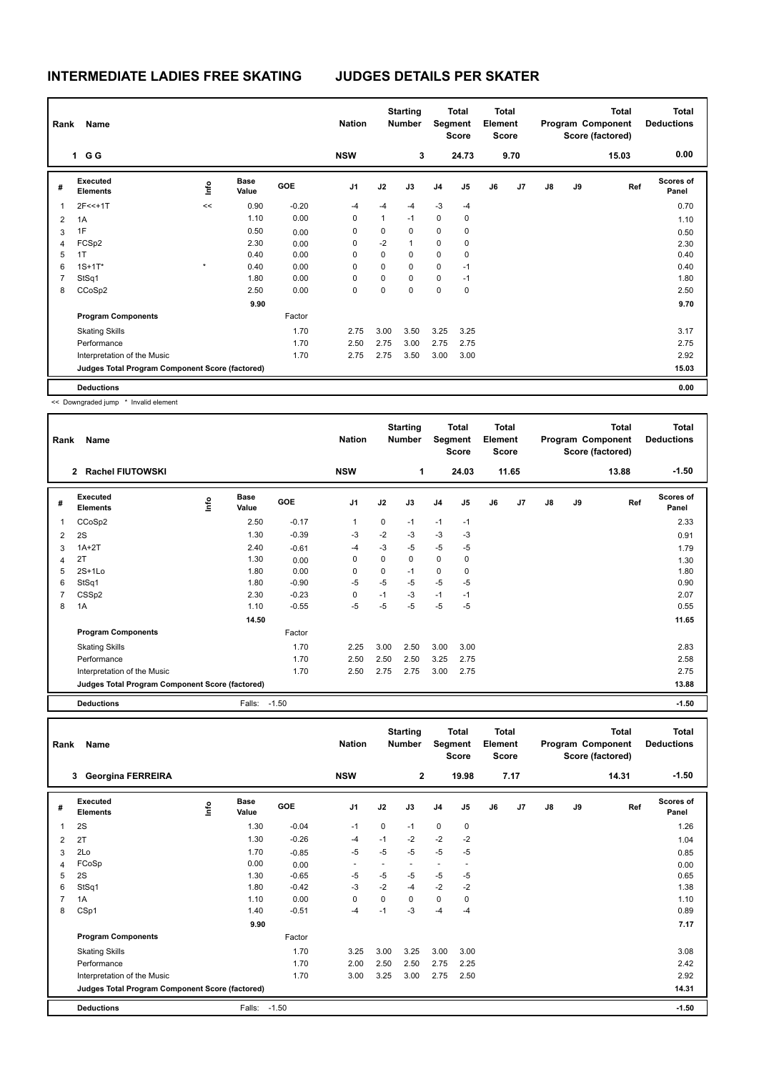# INTERMEDIATE LADIES FREE SKATING — JUDGES DETAILS PER SKATER

| Rank | Name | Nation | Starting Number | Total Segment Score | Total Element Score | Total Program Component Score (factored) | Total Deductions |
|---|---|---|---|---|---|---|---|
| 1 | G G | NSW | 3 | 24.73 | 9.70 | 15.03 | 0.00 |

| # | Executed Elements | Info | Base Value | GOE | J1 | J2 | J3 | J4 | J5 | J6 | J7 | J8 | J9 | Ref | Scores of Panel |
|---|---|---|---|---|---|---|---|---|---|---|---|---|---|---|---|
| 1 | 2F<<+1T | << | 0.90 | -0.20 | -4 | -4 | -4 | -3 | -4 | | | | | | 0.70 |
| 2 | 1A | | 1.10 | 0.00 | 0 | 1 | -1 | 0 | 0 | | | | | | 1.10 |
| 3 | 1F | | 0.50 | 0.00 | 0 | 0 | 0 | 0 | 0 | | | | | | 0.50 |
| 4 | FCSp2 | | 2.30 | 0.00 | 0 | -2 | 1 | 0 | 0 | | | | | | 2.30 |
| 5 | 1T | | 0.40 | 0.00 | 0 | 0 | 0 | 0 | 0 | | | | | | 0.40 |
| 6 | 1S+1T* | * | 0.40 | 0.00 | 0 | 0 | 0 | 0 | -1 | | | | | | 0.40 |
| 7 | StSq1 | | 1.80 | 0.00 | 0 | 0 | 0 | 0 | -1 | | | | | | 1.80 |
| 8 | CCoSp2 | | 2.50 | 0.00 | 0 | 0 | 0 | 0 | 0 | | | | | | 2.50 |
| | | | 9.90 | | | | | | | | | | | | 9.70 |
| | **Program Components** | | | Factor | | | | | | | | | | | |
| | Skating Skills | | | 1.70 | 2.75 | 3.00 | 3.50 | 3.25 | 3.25 | | | | | | 3.17 |
| | Performance | | | 1.70 | 2.50 | 2.75 | 3.00 | 2.75 | 2.75 | | | | | | 2.75 |
| | Interpretation of the Music | | | 1.70 | 2.75 | 2.75 | 3.50 | 3.00 | 3.00 | | | | | | 2.92 |
| | **Judges Total Program Component Score (factored)** | | | | | | | | | | | | | | 15.03 |
| | **Deductions** | | | | | | | | | | | | | | 0.00 |

<< Downgraded jump * Invalid element

| Rank | Name | Nation | Starting Number | Total Segment Score | Total Element Score | Total Program Component Score (factored) | Total Deductions |
|---|---|---|---|---|---|---|---|
| 2 | Rachel FIUTOWSKI | NSW | 1 | 24.03 | 11.65 | 13.88 | -1.50 |

| # | Executed Elements | Info | Base Value | GOE | J1 | J2 | J3 | J4 | J5 | J6 | J7 | J8 | J9 | Ref | Scores of Panel |
|---|---|---|---|---|---|---|---|---|---|---|---|---|---|---|---|
| 1 | CCoSp2 | | 2.50 | -0.17 | 1 | 0 | -1 | -1 | -1 | | | | | | 2.33 |
| 2 | 2S | | 1.30 | -0.39 | -3 | -2 | -3 | -3 | -3 | | | | | | 0.91 |
| 3 | 1A+2T | | 2.40 | -0.61 | -4 | -3 | -5 | -5 | -5 | | | | | | 1.79 |
| 4 | 2T | | 1.30 | 0.00 | 0 | 0 | 0 | 0 | 0 | | | | | | 1.30 |
| 5 | 2S+1Lo | | 1.80 | 0.00 | 0 | 0 | -1 | 0 | 0 | | | | | | 1.80 |
| 6 | StSq1 | | 1.80 | -0.90 | -5 | -5 | -5 | -5 | -5 | | | | | | 0.90 |
| 7 | CSSp2 | | 2.30 | -0.23 | 0 | -1 | -3 | -1 | -1 | | | | | | 2.07 |
| 8 | 1A | | 1.10 | -0.55 | -5 | -5 | -5 | -5 | -5 | | | | | | 0.55 |
| | | | 14.50 | | | | | | | | | | | | 11.65 |
| | **Program Components** | | | Factor | | | | | | | | | | | |
| | Skating Skills | | | 1.70 | 2.25 | 3.00 | 2.50 | 3.00 | 3.00 | | | | | | 2.83 |
| | Performance | | | 1.70 | 2.50 | 2.50 | 2.50 | 3.25 | 2.75 | | | | | | 2.58 |
| | Interpretation of the Music | | | 1.70 | 2.50 | 2.75 | 2.75 | 3.00 | 2.75 | | | | | | 2.75 |
| | **Judges Total Program Component Score (factored)** | | | | | | | | | | | | | | 13.88 |
| | **Deductions** | | Falls: | -1.50 | | | | | | | | | | | -1.50 |

| Rank | Name | Nation | Starting Number | Total Segment Score | Total Element Score | Total Program Component Score (factored) | Total Deductions |
|---|---|---|---|---|---|---|---|
| 3 | Georgina FERREIRA | NSW | 2 | 19.98 | 7.17 | 14.31 | -1.50 |

| # | Executed Elements | Info | Base Value | GOE | J1 | J2 | J3 | J4 | J5 | J6 | J7 | J8 | J9 | Ref | Scores of Panel |
|---|---|---|---|---|---|---|---|---|---|---|---|---|---|---|---|
| 1 | 2S | | 1.30 | -0.04 | -1 | 0 | -1 | 0 | 0 | | | | | | 1.26 |
| 2 | 2T | | 1.30 | -0.26 | -4 | -1 | -2 | -2 | -2 | | | | | | 1.04 |
| 3 | 2Lo | | 1.70 | -0.85 | -5 | -5 | -5 | -5 | -5 | | | | | | 0.85 |
| 4 | FCoSp | | 0.00 | 0.00 | - | - | - | - | - | | | | | | 0.00 |
| 5 | 2S | | 1.30 | -0.65 | -5 | -5 | -5 | -5 | -5 | | | | | | 0.65 |
| 6 | StSq1 | | 1.80 | -0.42 | -3 | -2 | -4 | -2 | -2 | | | | | | 1.38 |
| 7 | 1A | | 1.10 | 0.00 | 0 | 0 | 0 | 0 | 0 | | | | | | 1.10 |
| 8 | CSp1 | | 1.40 | -0.51 | -4 | -1 | -3 | -4 | -4 | | | | | | 0.89 |
| | | | 9.90 | | | | | | | | | | | | 7.17 |
| | **Program Components** | | | Factor | | | | | | | | | | | |
| | Skating Skills | | | 1.70 | 3.25 | 3.00 | 3.25 | 3.00 | 3.00 | | | | | | 3.08 |
| | Performance | | | 1.70 | 2.00 | 2.50 | 2.50 | 2.75 | 2.25 | | | | | | 2.42 |
| | Interpretation of the Music | | | 1.70 | 3.00 | 3.25 | 3.00 | 2.75 | 2.50 | | | | | | 2.92 |
| | **Judges Total Program Component Score (factored)** | | | | | | | | | | | | | | 14.31 |
| | **Deductions** | | Falls: | -1.50 | | | | | | | | | | | -1.50 |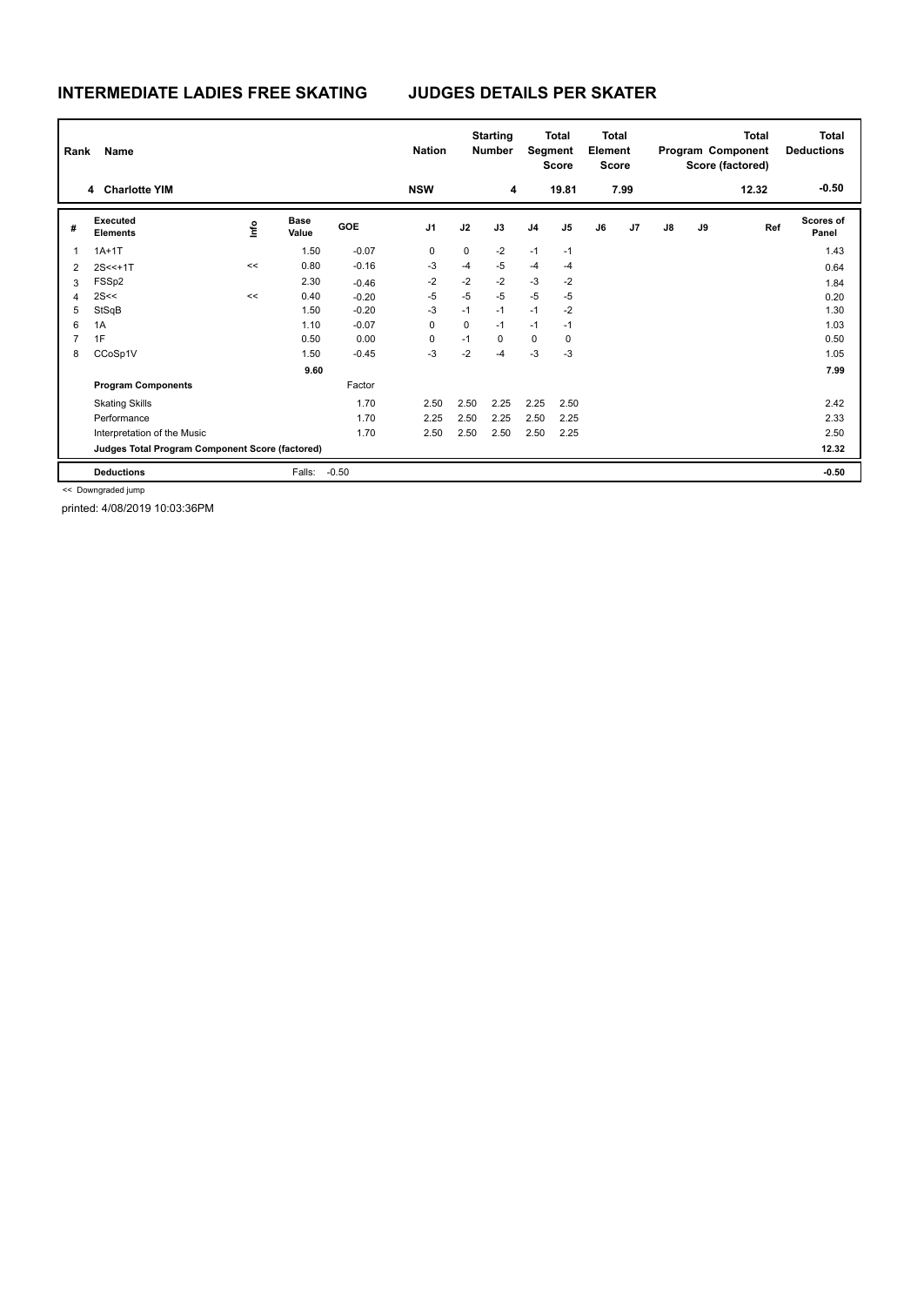# INTERMEDIATE LADIES FREE SKATING JUDGES DETAILS PER SKATER

| Rank | Name | | | Nation | | Starting Number | | Total Segment Score | | Total Element Score | | Total Program Component Score (factored) | | | Total Deductions |
|---|---|---|---|---|---|---|---|---|---|---|---|---|---|---|---|
| 4 | Charlotte YIM | | | NSW | | 4 | | 19.81 | | 7.99 | | 12.32 | | | -0.50 |

| # | Executed Elements | Info | Base Value | GOE | J1 | J2 | J3 | J4 | J5 | J6 | J7 | J8 | J9 | Ref | Scores of Panel |
|---|---|---|---|---|---|---|---|---|---|---|---|---|---|---|---|
| 1 | 1A+1T | | 1.50 | -0.07 | 0 | 0 | -2 | -1 | -1 | | | | | | 1.43 |
| 2 | 2S<<+1T | << | 0.80 | -0.16 | -3 | -4 | -5 | -4 | -4 | | | | | | 0.64 |
| 3 | FSSp2 | | 2.30 | -0.46 | -2 | -2 | -2 | -3 | -2 | | | | | | 1.84 |
| 4 | 2S<< | << | 0.40 | -0.20 | -5 | -5 | -5 | -5 | -5 | | | | | | 0.20 |
| 5 | StSqB | | 1.50 | -0.20 | -3 | -1 | -1 | -1 | -2 | | | | | | 1.30 |
| 6 | 1A | | 1.10 | -0.07 | 0 | 0 | -1 | -1 | -1 | | | | | | 1.03 |
| 7 | 1F | | 0.50 | 0.00 | 0 | -1 | 0 | 0 | 0 | | | | | | 0.50 |
| 8 | CCoSp1V | | 1.50 | -0.45 | -3 | -2 | -4 | -3 | -3 | | | | | | 1.05 |
| | | | 9.60 | | | | | | | | | | | | 7.99 |
| | **Program Components** | | | Factor | | | | | | | | | | | |
| | Skating Skills | | | 1.70 | 2.50 | 2.50 | 2.25 | 2.25 | 2.50 | | | | | | 2.42 |
| | Performance | | | 1.70 | 2.25 | 2.50 | 2.25 | 2.50 | 2.25 | | | | | | 2.33 |
| | Interpretation of the Music | | | 1.70 | 2.50 | 2.50 | 2.50 | 2.50 | 2.25 | | | | | | 2.50 |
| | **Judges Total Program Component Score (factored)** | | | | | | | | | | | | | | 12.32 |
| | **Deductions** | | Falls: | -0.50 | | | | | | | | | | | -0.50 |

<< Downgraded jump

printed: 4/08/2019 10:03:36PM